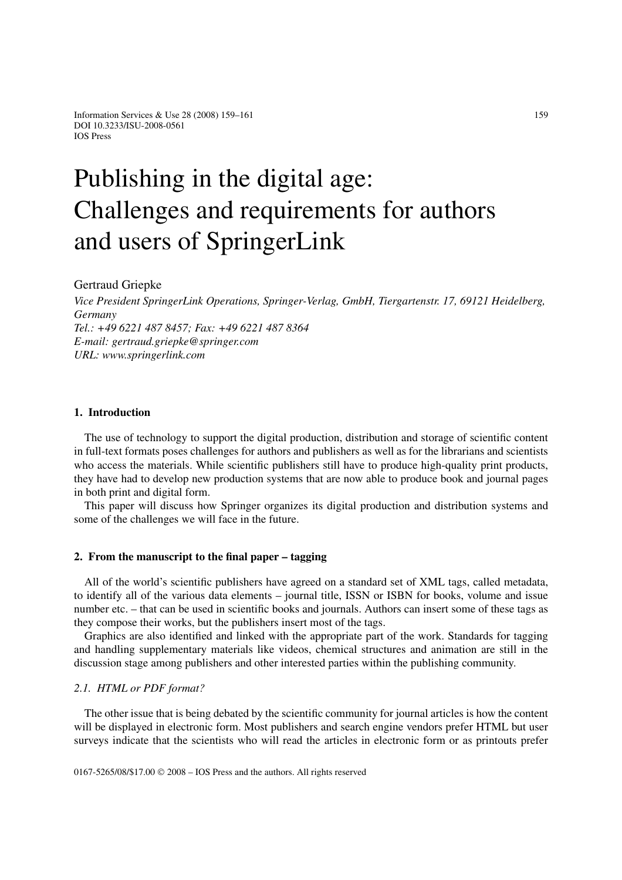# Publishing in the digital age: Challenges and requirements for authors and users of SpringerLink

Gertraud Griepke

*Vice President SpringerLink Operations, Springer-Verlag, GmbH, Tiergartenstr. 17, 69121 Heidelberg, Germany*
*Tel.: +49 6221 487 8457; Fax: +49 6221 487 8364*
*E-mail: gertraud.griepke@springer.com*
*URL: www.springerlink.com*

## 1. Introduction

The use of technology to support the digital production, distribution and storage of scientific content in full-text formats poses challenges for authors and publishers as well as for the librarians and scientists who access the materials. While scientific publishers still have to produce high-quality print products, they have had to develop new production systems that are now able to produce book and journal pages in both print and digital form.

This paper will discuss how Springer organizes its digital production and distribution systems and some of the challenges we will face in the future.

## 2. From the manuscript to the final paper – tagging

All of the world's scientific publishers have agreed on a standard set of XML tags, called metadata, to identify all of the various data elements – journal title, ISSN or ISBN for books, volume and issue number etc. – that can be used in scientific books and journals. Authors can insert some of these tags as they compose their works, but the publishers insert most of the tags.

Graphics are also identified and linked with the appropriate part of the work. Standards for tagging and handling supplementary materials like videos, chemical structures and animation are still in the discussion stage among publishers and other interested parties within the publishing community.

### *2.1. HTML or PDF format?*

The other issue that is being debated by the scientific community for journal articles is how the content will be displayed in electronic form. Most publishers and search engine vendors prefer HTML but user surveys indicate that the scientists who will read the articles in electronic form or as printouts prefer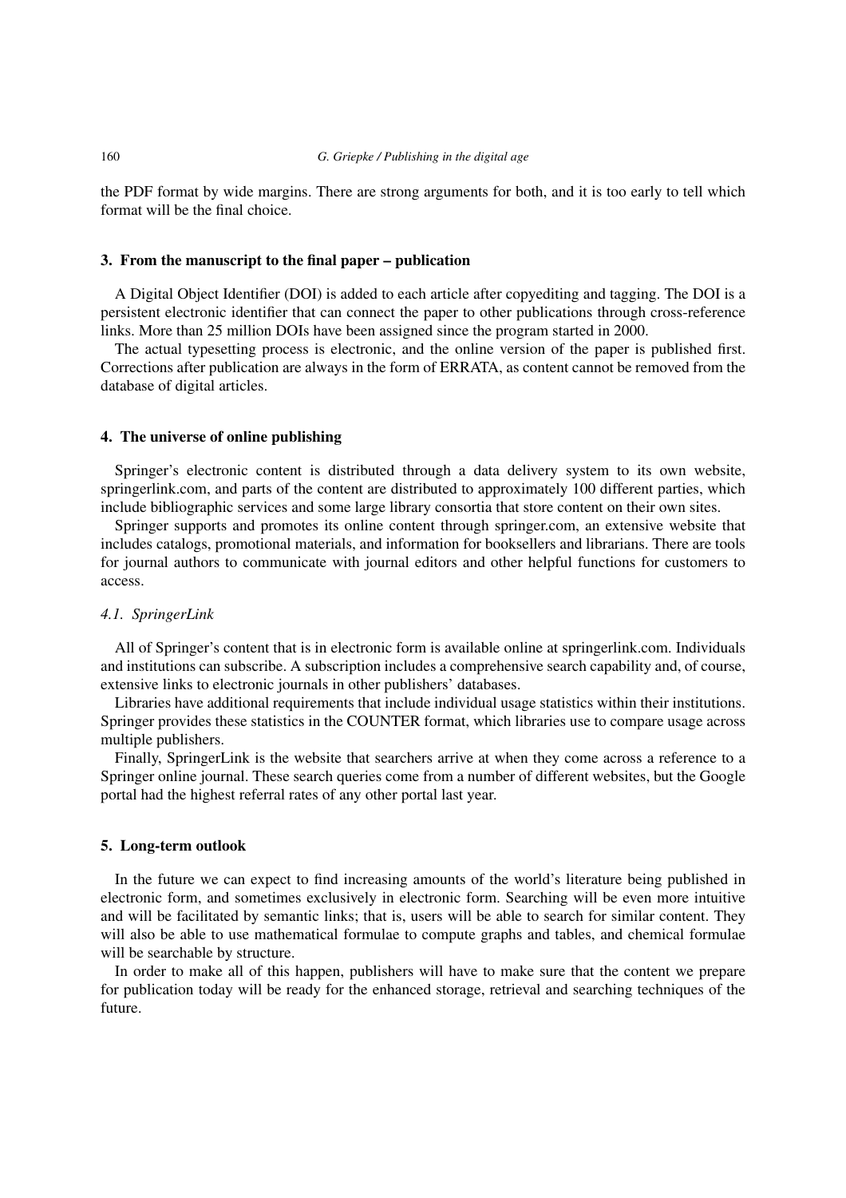the PDF format by wide margins. There are strong arguments for both, and it is too early to tell which format will be the final choice.

## 3. From the manuscript to the final paper – publication

A Digital Object Identifier (DOI) is added to each article after copyediting and tagging. The DOI is a persistent electronic identifier that can connect the paper to other publications through cross-reference links. More than 25 million DOIs have been assigned since the program started in 2000.

The actual typesetting process is electronic, and the online version of the paper is published first. Corrections after publication are always in the form of ERRATA, as content cannot be removed from the database of digital articles.

## 4. The universe of online publishing

Springer's electronic content is distributed through a data delivery system to its own website, springerlink.com, and parts of the content are distributed to approximately 100 different parties, which include bibliographic services and some large library consortia that store content on their own sites.

Springer supports and promotes its online content through springer.com, an extensive website that includes catalogs, promotional materials, and information for booksellers and librarians. There are tools for journal authors to communicate with journal editors and other helpful functions for customers to access.

### *4.1. SpringerLink*

All of Springer's content that is in electronic form is available online at springerlink.com. Individuals and institutions can subscribe. A subscription includes a comprehensive search capability and, of course, extensive links to electronic journals in other publishers' databases.

Libraries have additional requirements that include individual usage statistics within their institutions. Springer provides these statistics in the COUNTER format, which libraries use to compare usage across multiple publishers.

Finally, SpringerLink is the website that searchers arrive at when they come across a reference to a Springer online journal. These search queries come from a number of different websites, but the Google portal had the highest referral rates of any other portal last year.

## 5. Long-term outlook

In the future we can expect to find increasing amounts of the world's literature being published in electronic form, and sometimes exclusively in electronic form. Searching will be even more intuitive and will be facilitated by semantic links; that is, users will be able to search for similar content. They will also be able to use mathematical formulae to compute graphs and tables, and chemical formulae will be searchable by structure.

In order to make all of this happen, publishers will have to make sure that the content we prepare for publication today will be ready for the enhanced storage, retrieval and searching techniques of the future.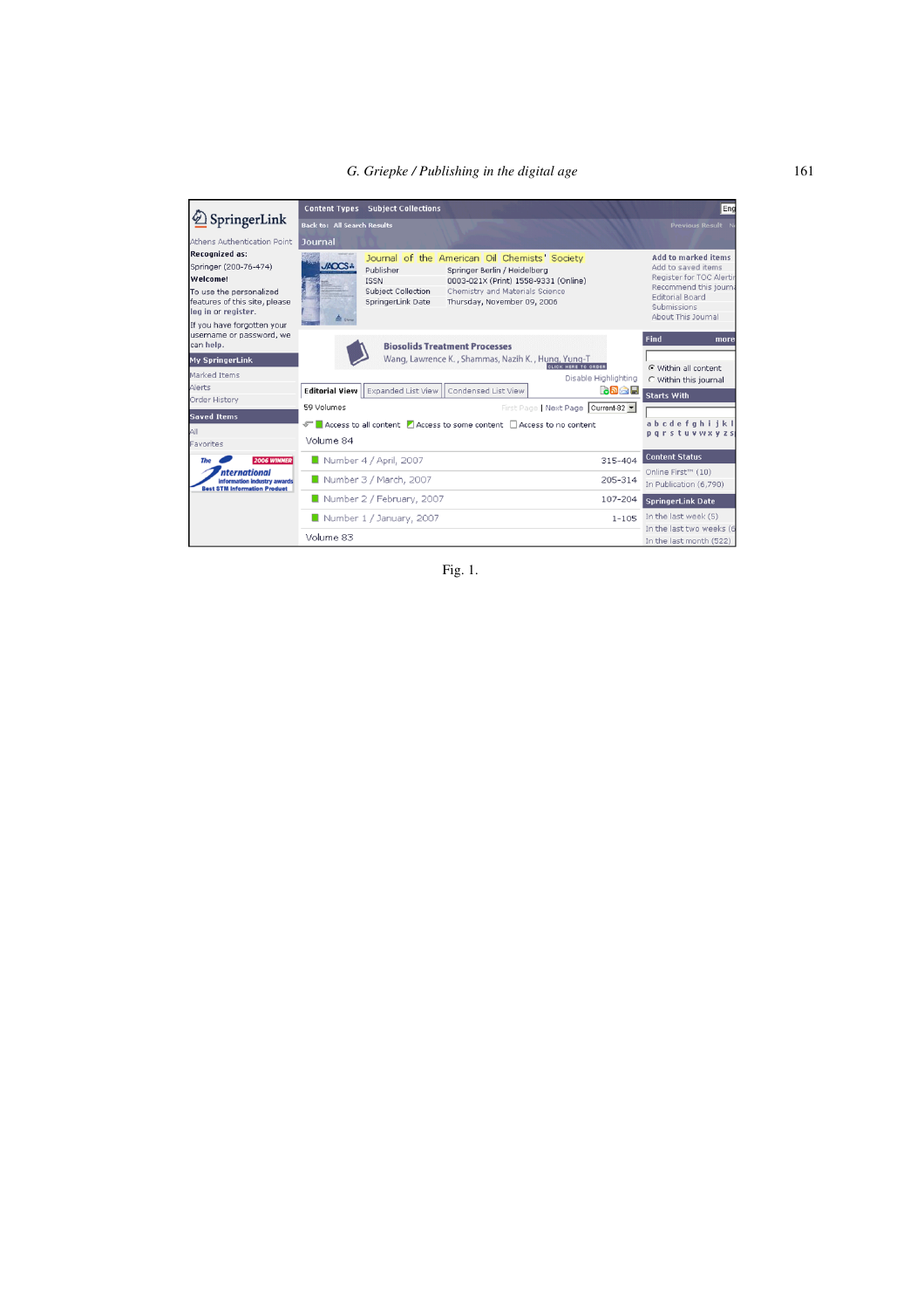Fig. 1.